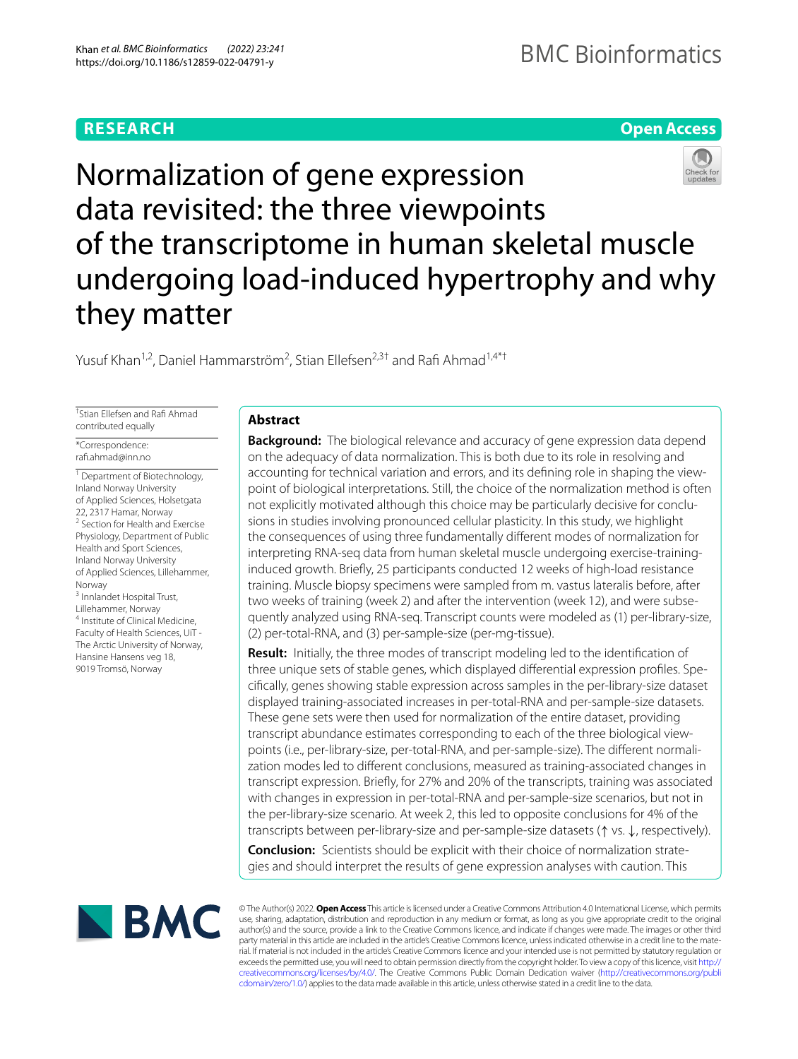**RESEARCH** | **Open Access**

# Normalization of gene expression data revisited: the three viewpoints of the transcriptome in human skeletal muscle undergoing load-induced hypertrophy and why they matter

Yusuf Khan[1,2], Daniel Hammarström[2], Stian Ellefsen[2,3†] and Rafi Ahmad[1,4*†]

†Stian Ellefsen and Rafi Ahmad contributed equally

*Correspondence: rafi.ahmad@inn.no

[1] Department of Biotechnology, Inland Norway University of Applied Sciences, Holsetgata 22, 2317 Hamar, Norway
[2] Section for Health and Exercise Physiology, Department of Public Health and Sport Sciences, Inland Norway University of Applied Sciences, Lillehammer, Norway
[3] Innlandet Hospital Trust, Lillehammer, Norway
[4] Institute of Clinical Medicine, Faculty of Health Sciences, UiT - The Arctic University of Norway, Hansine Hansens veg 18, 9019 Tromsö, Norway

## Abstract

**Background:** The biological relevance and accuracy of gene expression data depend on the adequacy of data normalization. This is both due to its role in resolving and accounting for technical variation and errors, and its defining role in shaping the viewpoint of biological interpretations. Still, the choice of the normalization method is often not explicitly motivated although this choice may be particularly decisive for conclusions in studies involving pronounced cellular plasticity. In this study, we highlight the consequences of using three fundamentally different modes of normalization for interpreting RNA-seq data from human skeletal muscle undergoing exercise-training-induced growth. Briefly, 25 participants conducted 12 weeks of high-load resistance training. Muscle biopsy specimens were sampled from m. vastus lateralis before, after two weeks of training (week 2) and after the intervention (week 12), and were subsequently analyzed using RNA-seq. Transcript counts were modeled as (1) per-library-size, (2) per-total-RNA, and (3) per-sample-size (per-mg-tissue).

**Result:** Initially, the three modes of transcript modeling led to the identification of three unique sets of stable genes, which displayed differential expression profiles. Specifically, genes showing stable expression across samples in the per-library-size dataset displayed training-associated increases in per-total-RNA and per-sample-size datasets. These gene sets were then used for normalization of the entire dataset, providing transcript abundance estimates corresponding to each of the three biological viewpoints (i.e., per-library-size, per-total-RNA, and per-sample-size). The different normalization modes led to different conclusions, measured as training-associated changes in transcript expression. Briefly, for 27% and 20% of the transcripts, training was associated with changes in expression in per-total-RNA and per-sample-size scenarios, but not in the per-library-size scenario. At week 2, this led to opposite conclusions for 4% of the transcripts between per-library-size and per-sample-size datasets (↑ vs. ↓, respectively).

**Conclusion:** Scientists should be explicit with their choice of normalization strategies and should interpret the results of gene expression analyses with caution. This

© The Author(s) 2022. **Open Access** This article is licensed under a Creative Commons Attribution 4.0 International License, which permits use, sharing, adaptation, distribution and reproduction in any medium or format, as long as you give appropriate credit to the original author(s) and the source, provide a link to the Creative Commons licence, and indicate if changes were made. The images or other third party material in this article are included in the article's Creative Commons licence, unless indicated otherwise in a credit line to the material. If material is not included in the article's Creative Commons licence and your intended use is not permitted by statutory regulation or exceeds the permitted use, you will need to obtain permission directly from the copyright holder. To view a copy of this licence, visit http://creativecommons.org/licenses/by/4.0/. The Creative Commons Public Domain Dedication waiver (http://creativecommons.org/publicdomain/zero/1.0/) applies to the data made available in this article, unless otherwise stated in a credit line to the data.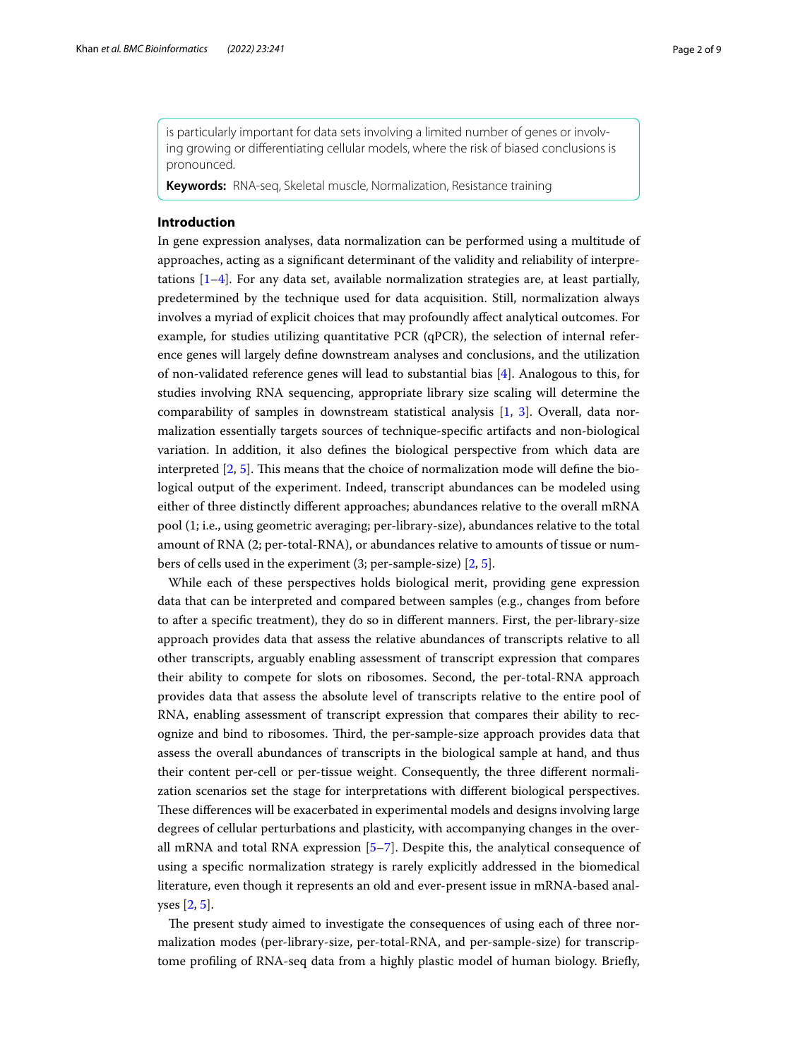is particularly important for data sets involving a limited number of genes or involving growing or differentiating cellular models, where the risk of biased conclusions is pronounced.

**Keywords:** RNA-seq, Skeletal muscle, Normalization, Resistance training

## Introduction

In gene expression analyses, data normalization can be performed using a multitude of approaches, acting as a significant determinant of the validity and reliability of interpretations [1–4]. For any data set, available normalization strategies are, at least partially, predetermined by the technique used for data acquisition. Still, normalization always involves a myriad of explicit choices that may profoundly affect analytical outcomes. For example, for studies utilizing quantitative PCR (qPCR), the selection of internal reference genes will largely define downstream analyses and conclusions, and the utilization of non-validated reference genes will lead to substantial bias [4]. Analogous to this, for studies involving RNA sequencing, appropriate library size scaling will determine the comparability of samples in downstream statistical analysis [1, 3]. Overall, data normalization essentially targets sources of technique-specific artifacts and non-biological variation. In addition, it also defines the biological perspective from which data are interpreted [2, 5]. This means that the choice of normalization mode will define the biological output of the experiment. Indeed, transcript abundances can be modeled using either of three distinctly different approaches; abundances relative to the overall mRNA pool (1; i.e., using geometric averaging; per-library-size), abundances relative to the total amount of RNA (2; per-total-RNA), or abundances relative to amounts of tissue or numbers of cells used in the experiment (3; per-sample-size) [2, 5].

While each of these perspectives holds biological merit, providing gene expression data that can be interpreted and compared between samples (e.g., changes from before to after a specific treatment), they do so in different manners. First, the per-library-size approach provides data that assess the relative abundances of transcripts relative to all other transcripts, arguably enabling assessment of transcript expression that compares their ability to compete for slots on ribosomes. Second, the per-total-RNA approach provides data that assess the absolute level of transcripts relative to the entire pool of RNA, enabling assessment of transcript expression that compares their ability to recognize and bind to ribosomes. Third, the per-sample-size approach provides data that assess the overall abundances of transcripts in the biological sample at hand, and thus their content per-cell or per-tissue weight. Consequently, the three different normalization scenarios set the stage for interpretations with different biological perspectives. These differences will be exacerbated in experimental models and designs involving large degrees of cellular perturbations and plasticity, with accompanying changes in the overall mRNA and total RNA expression [5–7]. Despite this, the analytical consequence of using a specific normalization strategy is rarely explicitly addressed in the biomedical literature, even though it represents an old and ever-present issue in mRNA-based analyses [2, 5].

The present study aimed to investigate the consequences of using each of three normalization modes (per-library-size, per-total-RNA, and per-sample-size) for transcriptome profiling of RNA-seq data from a highly plastic model of human biology. Briefly,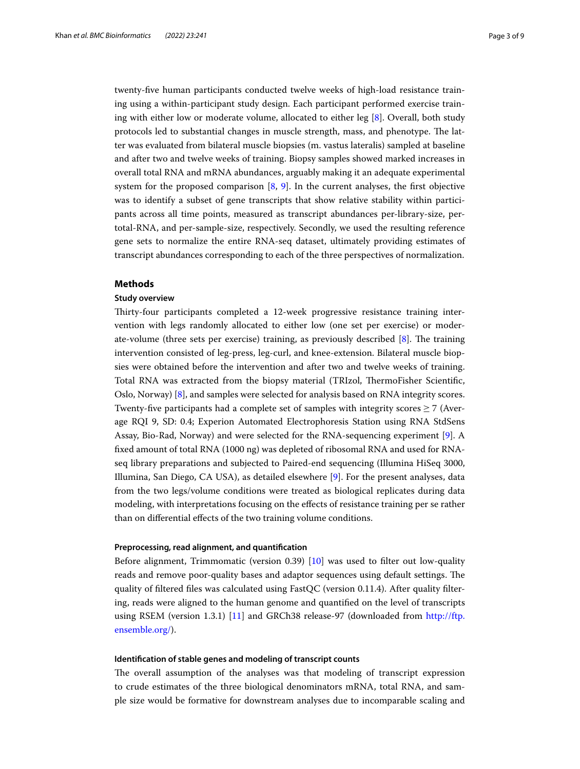twenty-five human participants conducted twelve weeks of high-load resistance training using a within-participant study design. Each participant performed exercise training with either low or moderate volume, allocated to either leg [8]. Overall, both study protocols led to substantial changes in muscle strength, mass, and phenotype. The latter was evaluated from bilateral muscle biopsies (m. vastus lateralis) sampled at baseline and after two and twelve weeks of training. Biopsy samples showed marked increases in overall total RNA and mRNA abundances, arguably making it an adequate experimental system for the proposed comparison [8, 9]. In the current analyses, the first objective was to identify a subset of gene transcripts that show relative stability within participants across all time points, measured as transcript abundances per-library-size, per-total-RNA, and per-sample-size, respectively. Secondly, we used the resulting reference gene sets to normalize the entire RNA-seq dataset, ultimately providing estimates of transcript abundances corresponding to each of the three perspectives of normalization.

## Methods

### Study overview

Thirty-four participants completed a 12-week progressive resistance training intervention with legs randomly allocated to either low (one set per exercise) or moderate-volume (three sets per exercise) training, as previously described [8]. The training intervention consisted of leg-press, leg-curl, and knee-extension. Bilateral muscle biopsies were obtained before the intervention and after two and twelve weeks of training. Total RNA was extracted from the biopsy material (TRIzol, ThermoFisher Scientific, Oslo, Norway) [8], and samples were selected for analysis based on RNA integrity scores. Twenty-five participants had a complete set of samples with integrity scores $\geq 7$ (Average RQI 9, SD: 0.4; Experion Automated Electrophoresis Station using RNA StdSens Assay, Bio-Rad, Norway) and were selected for the RNA-sequencing experiment [9]. A fixed amount of total RNA (1000 ng) was depleted of ribosomal RNA and used for RNA-seq library preparations and subjected to Paired-end sequencing (Illumina HiSeq 3000, Illumina, San Diego, CA USA), as detailed elsewhere [9]. For the present analyses, data from the two legs/volume conditions were treated as biological replicates during data modeling, with interpretations focusing on the effects of resistance training per se rather than on differential effects of the two training volume conditions.

#### Preprocessing, read alignment, and quantification

Before alignment, Trimmomatic (version 0.39) [10] was used to filter out low-quality reads and remove poor-quality bases and adaptor sequences using default settings. The quality of filtered files was calculated using FastQC (version 0.11.4). After quality filtering, reads were aligned to the human genome and quantified on the level of transcripts using RSEM (version 1.3.1) [11] and GRCh38 release-97 (downloaded from http://ftp.ensemble.org/).

#### Identification of stable genes and modeling of transcript counts

The overall assumption of the analyses was that modeling of transcript expression to crude estimates of the three biological denominators mRNA, total RNA, and sample size would be formative for downstream analyses due to incomparable scaling and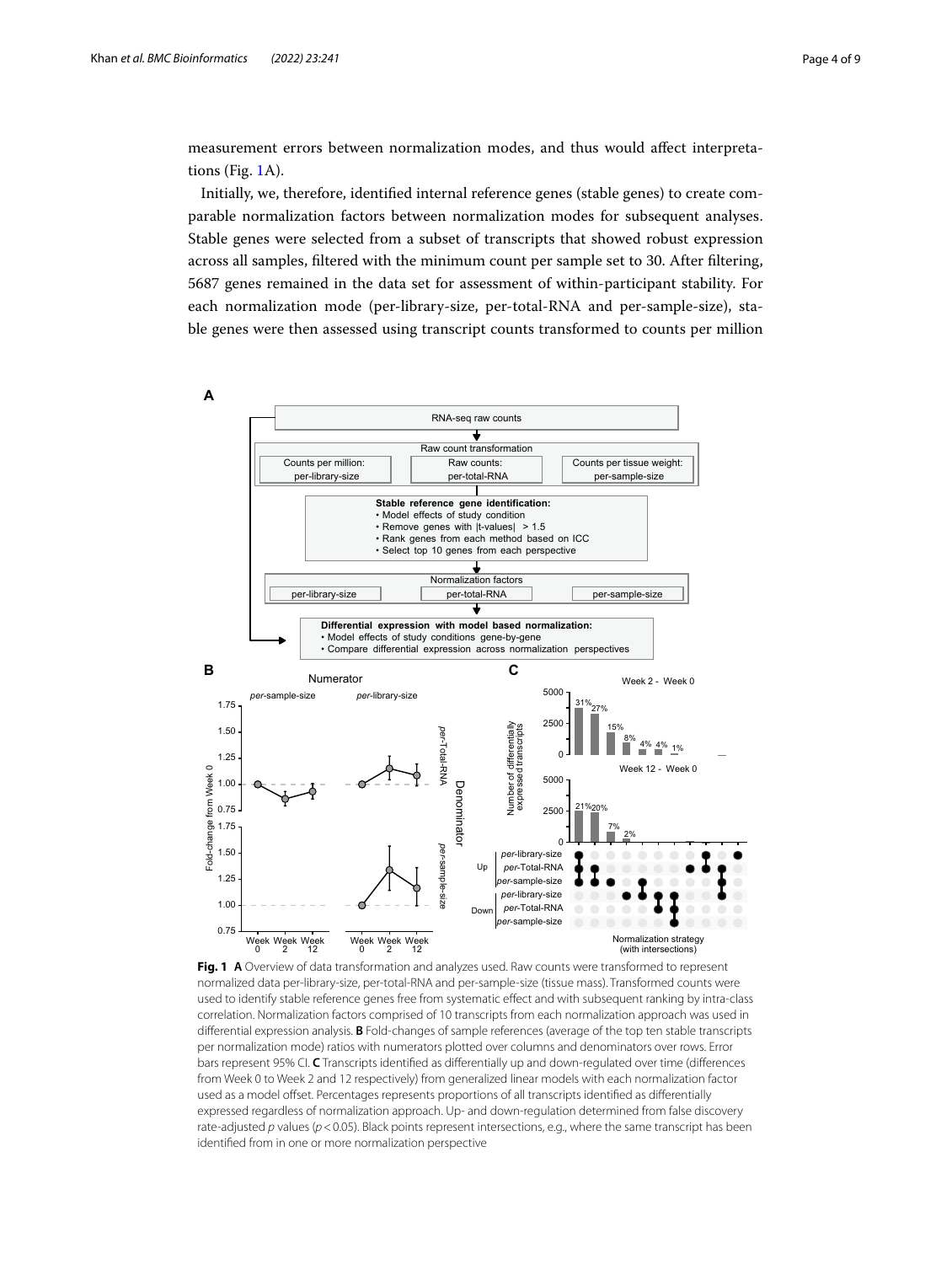measurement errors between normalization modes, and thus would affect interpretations (Fig. 1A).

Initially, we, therefore, identified internal reference genes (stable genes) to create comparable normalization factors between normalization modes for subsequent analyses. Stable genes were selected from a subset of transcripts that showed robust expression across all samples, filtered with the minimum count per sample set to 30. After filtering, 5687 genes remained in the data set for assessment of within-participant stability. For each normalization mode (per-library-size, per-total-RNA and per-sample-size), stable genes were then assessed using transcript counts transformed to counts per million

**Fig. 1** **A** Overview of data transformation and analyzes used. Raw counts were transformed to represent normalized data per-library-size, per-total-RNA and per-sample-size (tissue mass). Transformed counts were used to identify stable reference genes free from systematic effect and with subsequent ranking by intra-class correlation. Normalization factors comprised of 10 transcripts from each normalization approach was used in differential expression analysis. **B** Fold-changes of sample references (average of the top ten stable transcripts per normalization mode) ratios with numerators plotted over columns and denominators over rows. Error bars represent 95% CI. **C** Transcripts identified as differentially up and down-regulated over time (differences from Week 0 to Week 2 and 12 respectively) from generalized linear models with each normalization factor used as a model offset. Percentages represents proportions of all transcripts identified as differentially expressed regardless of normalization approach. Up- and down-regulation determined from false discovery rate-adjusted *p* values ($p < 0.05$). Black points represent intersections, e.g., where the same transcript has been identified from in one or more normalization perspective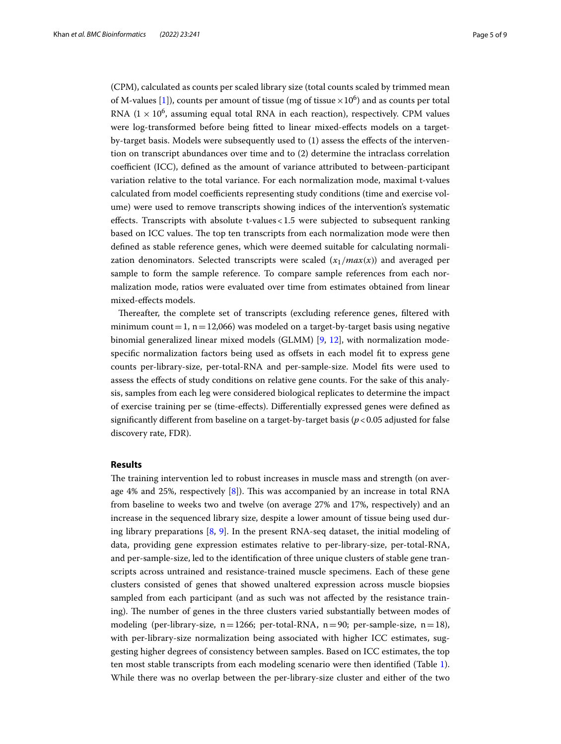(CPM), calculated as counts per scaled library size (total counts scaled by trimmed mean of M-values [1]), counts per amount of tissue (mg of tissue $\times 10^6$) and as counts per total RNA ($1 \times 10^6$, assuming equal total RNA in each reaction), respectively. CPM values were log-transformed before being fitted to linear mixed-effects models on a target-by-target basis. Models were subsequently used to (1) assess the effects of the intervention on transcript abundances over time and to (2) determine the intraclass correlation coefficient (ICC), defined as the amount of variance attributed to between-participant variation relative to the total variance. For each normalization mode, maximal t-values calculated from model coefficients representing study conditions (time and exercise volume) were used to remove transcripts showing indices of the intervention's systematic effects. Transcripts with absolute t-values < 1.5 were subjected to subsequent ranking based on ICC values. The top ten transcripts from each normalization mode were then defined as stable reference genes, which were deemed suitable for calculating normalization denominators. Selected transcripts were scaled ($x_1/max(x)$) and averaged per sample to form the sample reference. To compare sample references from each normalization mode, ratios were evaluated over time from estimates obtained from linear mixed-effects models.

Thereafter, the complete set of transcripts (excluding reference genes, filtered with minimum count = 1, n = 12,066) was modeled on a target-by-target basis using negative binomial generalized linear mixed models (GLMM) [9, 12], with normalization mode-specific normalization factors being used as offsets in each model fit to express gene counts per-library-size, per-total-RNA and per-sample-size. Model fits were used to assess the effects of study conditions on relative gene counts. For the sake of this analysis, samples from each leg were considered biological replicates to determine the impact of exercise training per se (time-effects). Differentially expressed genes were defined as significantly different from baseline on a target-by-target basis ($p < 0.05$ adjusted for false discovery rate, FDR).

## Results

The training intervention led to robust increases in muscle mass and strength (on average 4% and 25%, respectively [8]). This was accompanied by an increase in total RNA from baseline to weeks two and twelve (on average 27% and 17%, respectively) and an increase in the sequenced library size, despite a lower amount of tissue being used during library preparations [8, 9]. In the present RNA-seq dataset, the initial modeling of data, providing gene expression estimates relative to per-library-size, per-total-RNA, and per-sample-size, led to the identification of three unique clusters of stable gene transcripts across untrained and resistance-trained muscle specimens. Each of these gene clusters consisted of genes that showed unaltered expression across muscle biopsies sampled from each participant (and as such was not affected by the resistance training). The number of genes in the three clusters varied substantially between modes of modeling (per-library-size, n = 1266; per-total-RNA, n = 90; per-sample-size, n = 18), with per-library-size normalization being associated with higher ICC estimates, suggesting higher degrees of consistency between samples. Based on ICC estimates, the top ten most stable transcripts from each modeling scenario were then identified (Table 1). While there was no overlap between the per-library-size cluster and either of the two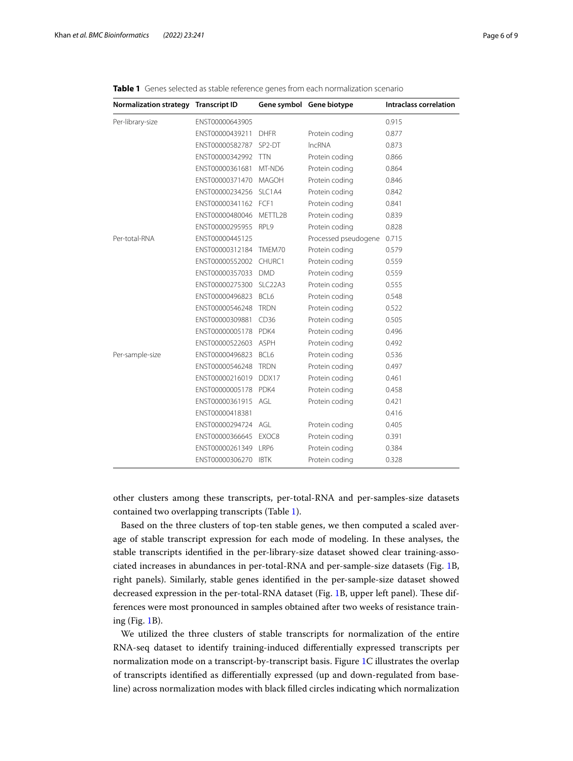**Table 1** Genes selected as stable reference genes from each normalization scenario

| Normalization strategy | Transcript ID | Gene symbol | Gene biotype | Intraclass correlation |
|---|---|---|---|---|
| Per-library-size | ENST00000643905 | | | 0.915 |
| | ENST00000439211 | DHFR | Protein coding | 0.877 |
| | ENST00000582787 | SP2-DT | lncRNA | 0.873 |
| | ENST00000342992 | TTN | Protein coding | 0.866 |
| | ENST00000361681 | MT-ND6 | Protein coding | 0.864 |
| | ENST00000371470 | MAGOH | Protein coding | 0.846 |
| | ENST00000234256 | SLC1A4 | Protein coding | 0.842 |
| | ENST00000341162 | FCF1 | Protein coding | 0.841 |
| | ENST00000480046 | METTL2B | Protein coding | 0.839 |
| | ENST00000295955 | RPL9 | Protein coding | 0.828 |
| Per-total-RNA | ENST00000445125 | | Processed pseudogene | 0.715 |
| | ENST00000312184 | TMEM70 | Protein coding | 0.579 |
| | ENST00000552002 | CHURC1 | Protein coding | 0.559 |
| | ENST00000357033 | DMD | Protein coding | 0.559 |
| | ENST00000275300 | SLC22A3 | Protein coding | 0.555 |
| | ENST00000496823 | BCL6 | Protein coding | 0.548 |
| | ENST00000546248 | TRDN | Protein coding | 0.522 |
| | ENST00000309881 | CD36 | Protein coding | 0.505 |
| | ENST00000005178 | PDK4 | Protein coding | 0.496 |
| | ENST00000522603 | ASPH | Protein coding | 0.492 |
| Per-sample-size | ENST00000496823 | BCL6 | Protein coding | 0.536 |
| | ENST00000546248 | TRDN | Protein coding | 0.497 |
| | ENST00000216019 | DDX17 | Protein coding | 0.461 |
| | ENST00000005178 | PDK4 | Protein coding | 0.458 |
| | ENST00000361915 | AGL | Protein coding | 0.421 |
| | ENST00000418381 | | | 0.416 |
| | ENST00000294724 | AGL | Protein coding | 0.405 |
| | ENST00000366645 | EXOC8 | Protein coding | 0.391 |
| | ENST00000261349 | LRP6 | Protein coding | 0.384 |
| | ENST00000306270 | IBTK | Protein coding | 0.328 |

other clusters among these transcripts, per-total-RNA and per-samples-size datasets contained two overlapping transcripts (Table 1).

Based on the three clusters of top-ten stable genes, we then computed a scaled average of stable transcript expression for each mode of modeling. In these analyses, the stable transcripts identified in the per-library-size dataset showed clear training-associated increases in abundances in per-total-RNA and per-sample-size datasets (Fig. 1B, right panels). Similarly, stable genes identified in the per-sample-size dataset showed decreased expression in the per-total-RNA dataset (Fig. 1B, upper left panel). These differences were most pronounced in samples obtained after two weeks of resistance training (Fig. 1B).

We utilized the three clusters of stable transcripts for normalization of the entire RNA-seq dataset to identify training-induced differentially expressed transcripts per normalization mode on a transcript-by-transcript basis. Figure 1C illustrates the overlap of transcripts identified as differentially expressed (up and down-regulated from baseline) across normalization modes with black filled circles indicating which normalization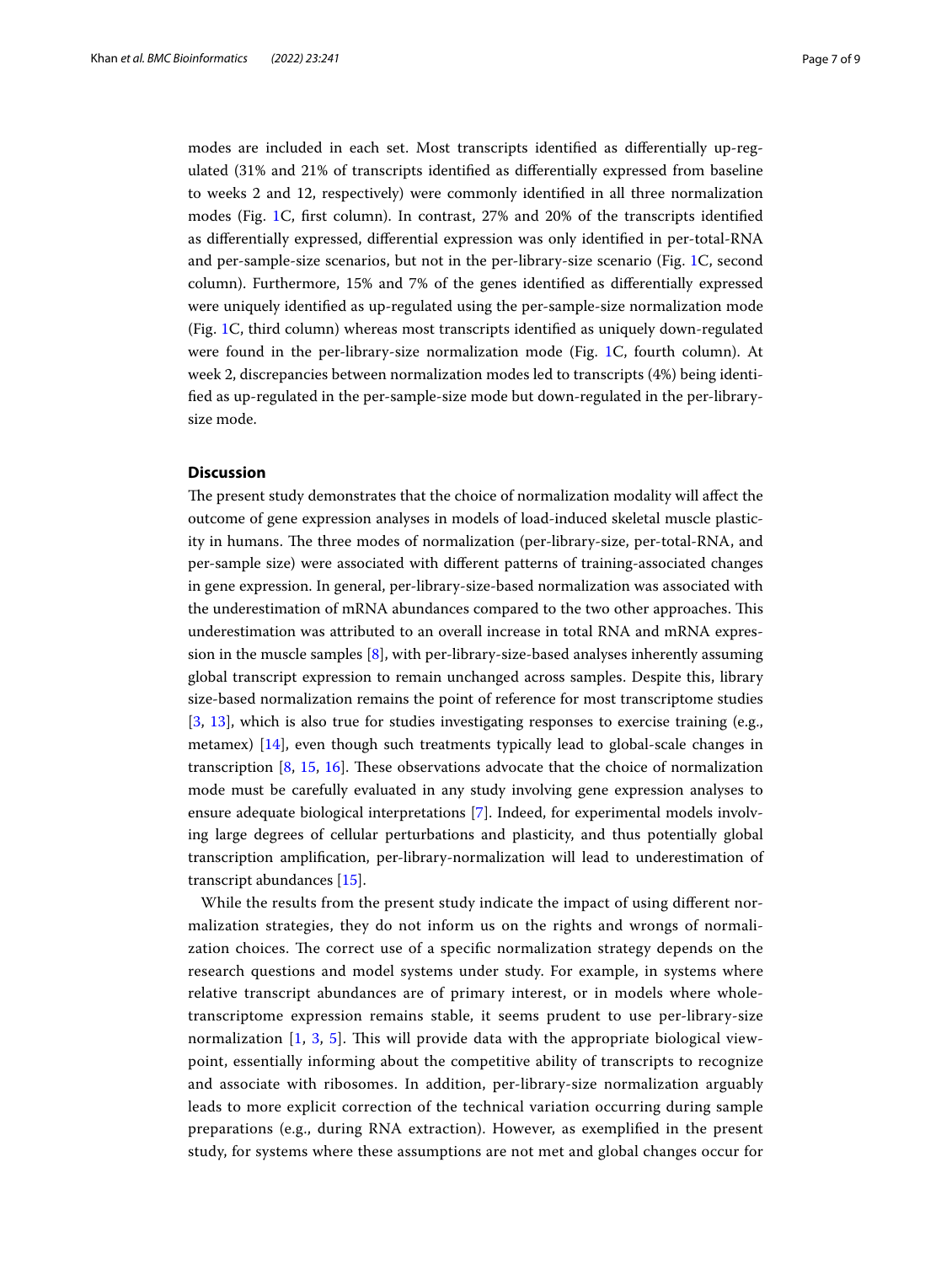modes are included in each set. Most transcripts identified as differentially up-regulated (31% and 21% of transcripts identified as differentially expressed from baseline to weeks 2 and 12, respectively) were commonly identified in all three normalization modes (Fig. 1C, first column). In contrast, 27% and 20% of the transcripts identified as differentially expressed, differential expression was only identified in per-total-RNA and per-sample-size scenarios, but not in the per-library-size scenario (Fig. 1C, second column). Furthermore, 15% and 7% of the genes identified as differentially expressed were uniquely identified as up-regulated using the per-sample-size normalization mode (Fig. 1C, third column) whereas most transcripts identified as uniquely down-regulated were found in the per-library-size normalization mode (Fig. 1C, fourth column). At week 2, discrepancies between normalization modes led to transcripts (4%) being identified as up-regulated in the per-sample-size mode but down-regulated in the per-library-size mode.

## Discussion

The present study demonstrates that the choice of normalization modality will affect the outcome of gene expression analyses in models of load-induced skeletal muscle plasticity in humans. The three modes of normalization (per-library-size, per-total-RNA, and per-sample size) were associated with different patterns of training-associated changes in gene expression. In general, per-library-size-based normalization was associated with the underestimation of mRNA abundances compared to the two other approaches. This underestimation was attributed to an overall increase in total RNA and mRNA expression in the muscle samples [8], with per-library-size-based analyses inherently assuming global transcript expression to remain unchanged across samples. Despite this, library size-based normalization remains the point of reference for most transcriptome studies [3, 13], which is also true for studies investigating responses to exercise training (e.g., metamex) [14], even though such treatments typically lead to global-scale changes in transcription [8, 15, 16]. These observations advocate that the choice of normalization mode must be carefully evaluated in any study involving gene expression analyses to ensure adequate biological interpretations [7]. Indeed, for experimental models involving large degrees of cellular perturbations and plasticity, and thus potentially global transcription amplification, per-library-normalization will lead to underestimation of transcript abundances [15].

While the results from the present study indicate the impact of using different normalization strategies, they do not inform us on the rights and wrongs of normalization choices. The correct use of a specific normalization strategy depends on the research questions and model systems under study. For example, in systems where relative transcript abundances are of primary interest, or in models where whole-transcriptome expression remains stable, it seems prudent to use per-library-size normalization [1, 3, 5]. This will provide data with the appropriate biological viewpoint, essentially informing about the competitive ability of transcripts to recognize and associate with ribosomes. In addition, per-library-size normalization arguably leads to more explicit correction of the technical variation occurring during sample preparations (e.g., during RNA extraction). However, as exemplified in the present study, for systems where these assumptions are not met and global changes occur for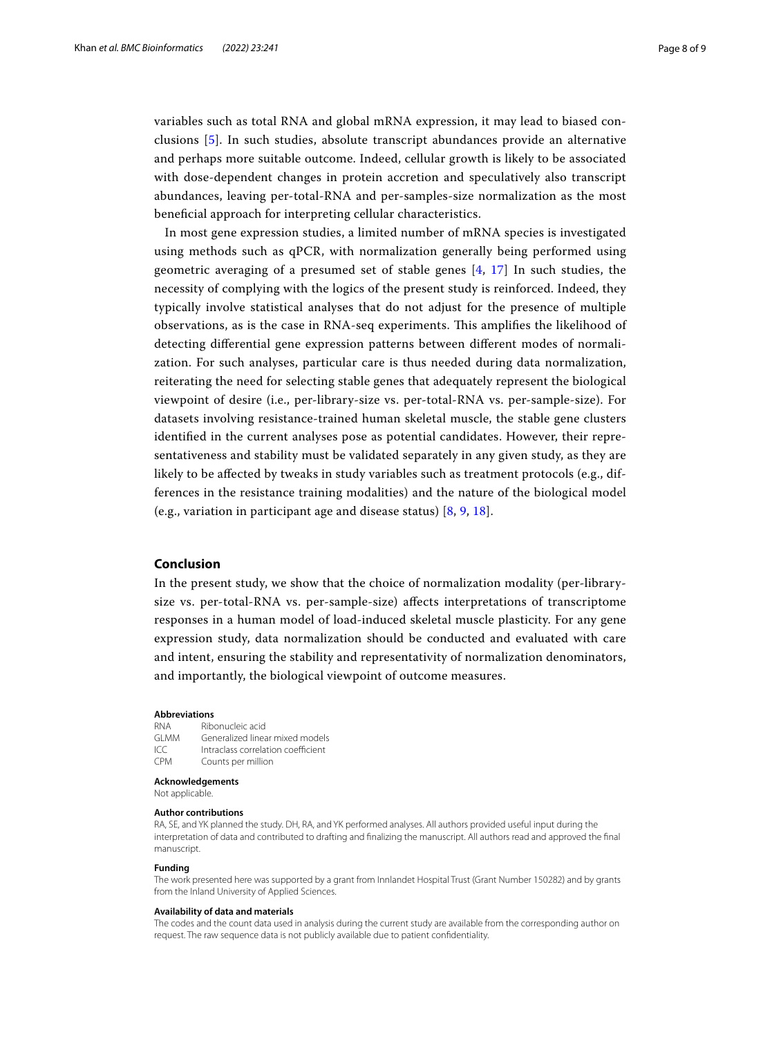variables such as total RNA and global mRNA expression, it may lead to biased conclusions [5]. In such studies, absolute transcript abundances provide an alternative and perhaps more suitable outcome. Indeed, cellular growth is likely to be associated with dose-dependent changes in protein accretion and speculatively also transcript abundances, leaving per-total-RNA and per-samples-size normalization as the most beneficial approach for interpreting cellular characteristics.

In most gene expression studies, a limited number of mRNA species is investigated using methods such as qPCR, with normalization generally being performed using geometric averaging of a presumed set of stable genes [4, 17] In such studies, the necessity of complying with the logics of the present study is reinforced. Indeed, they typically involve statistical analyses that do not adjust for the presence of multiple observations, as is the case in RNA-seq experiments. This amplifies the likelihood of detecting differential gene expression patterns between different modes of normalization. For such analyses, particular care is thus needed during data normalization, reiterating the need for selecting stable genes that adequately represent the biological viewpoint of desire (i.e., per-library-size vs. per-total-RNA vs. per-sample-size). For datasets involving resistance-trained human skeletal muscle, the stable gene clusters identified in the current analyses pose as potential candidates. However, their representativeness and stability must be validated separately in any given study, as they are likely to be affected by tweaks in study variables such as treatment protocols (e.g., differences in the resistance training modalities) and the nature of the biological model (e.g., variation in participant age and disease status) [8, 9, 18].

## Conclusion

In the present study, we show that the choice of normalization modality (per-library-size vs. per-total-RNA vs. per-sample-size) affects interpretations of transcriptome responses in a human model of load-induced skeletal muscle plasticity. For any gene expression study, data normalization should be conducted and evaluated with care and intent, ensuring the stability and representativity of normalization denominators, and importantly, the biological viewpoint of outcome measures.

#### Abbreviations

RNA Ribonucleic acid
GLMM Generalized linear mixed models
ICC Intraclass correlation coefficient
CPM Counts per million

#### Acknowledgements

Not applicable.

#### Author contributions

RA, SE, and YK planned the study. DH, RA, and YK performed analyses. All authors provided useful input during the interpretation of data and contributed to drafting and finalizing the manuscript. All authors read and approved the final manuscript.

#### Funding

The work presented here was supported by a grant from Innlandet Hospital Trust (Grant Number 150282) and by grants from the Inland University of Applied Sciences.

#### Availability of data and materials

The codes and the count data used in analysis during the current study are available from the corresponding author on request. The raw sequence data is not publicly available due to patient confidentiality.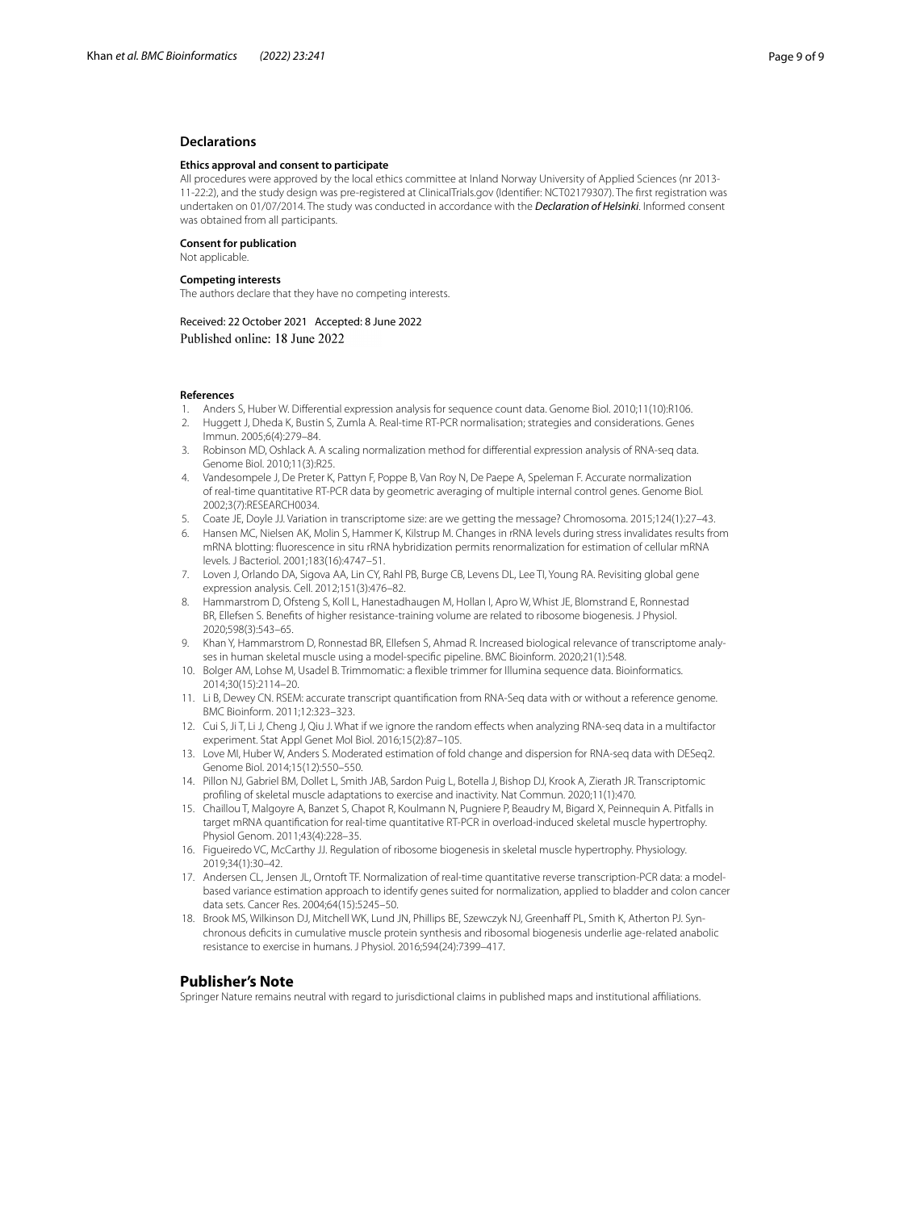## Declarations

### Ethics approval and consent to participate

All procedures were approved by the local ethics committee at Inland Norway University of Applied Sciences (nr 2013-11-22:2), and the study design was pre-registered at ClinicalTrials.gov (Identifier: NCT02179307). The first registration was undertaken on 01/07/2014. The study was conducted in accordance with the ***Declaration of Helsinki***. Informed consent was obtained from all participants.

### Consent for publication

Not applicable.

### Competing interests

The authors declare that they have no competing interests.

Received: 22 October 2021 Accepted: 8 June 2022
Published online: 18 June 2022

### References

1. Anders S, Huber W. Differential expression analysis for sequence count data. Genome Biol. 2010;11(10):R106.
2. Huggett J, Dheda K, Bustin S, Zumla A. Real-time RT-PCR normalisation; strategies and considerations. Genes Immun. 2005;6(4):279–84.
3. Robinson MD, Oshlack A. A scaling normalization method for differential expression analysis of RNA-seq data. Genome Biol. 2010;11(3):R25.
4. Vandesompele J, De Preter K, Pattyn F, Poppe B, Van Roy N, De Paepe A, Speleman F. Accurate normalization of real-time quantitative RT-PCR data by geometric averaging of multiple internal control genes. Genome Biol. 2002;3(7):RESEARCH0034.
5. Coate JE, Doyle JJ. Variation in transcriptome size: are we getting the message? Chromosoma. 2015;124(1):27–43.
6. Hansen MC, Nielsen AK, Molin S, Hammer K, Kilstrup M. Changes in rRNA levels during stress invalidates results from mRNA blotting: fluorescence in situ rRNA hybridization permits renormalization for estimation of cellular mRNA levels. J Bacteriol. 2001;183(16):4747–51.
7. Loven J, Orlando DA, Sigova AA, Lin CY, Rahl PB, Burge CB, Levens DL, Lee TI, Young RA. Revisiting global gene expression analysis. Cell. 2012;151(3):476–82.
8. Hammarstrom D, Ofsteng S, Koll L, Hanestadhaugen M, Hollan I, Apro W, Whist JE, Blomstrand E, Ronnestad BR, Ellefsen S. Benefits of higher resistance-training volume are related to ribosome biogenesis. J Physiol. 2020;598(3):543–65.
9. Khan Y, Hammarstrom D, Ronnestad BR, Ellefsen S, Ahmad R. Increased biological relevance of transcriptome analyses in human skeletal muscle using a model-specific pipeline. BMC Bioinform. 2020;21(1):548.
10. Bolger AM, Lohse M, Usadel B. Trimmomatic: a flexible trimmer for Illumina sequence data. Bioinformatics. 2014;30(15):2114–20.
11. Li B, Dewey CN. RSEM: accurate transcript quantification from RNA-Seq data with or without a reference genome. BMC Bioinform. 2011;12:323–323.
12. Cui S, Ji T, Li J, Cheng J, Qiu J. What if we ignore the random effects when analyzing RNA-seq data in a multifactor experiment. Stat Appl Genet Mol Biol. 2016;15(2):87–105.
13. Love MI, Huber W, Anders S. Moderated estimation of fold change and dispersion for RNA-seq data with DESeq2. Genome Biol. 2014;15(12):550–550.
14. Pillon NJ, Gabriel BM, Dollet L, Smith JAB, Sardon Puig L, Botella J, Bishop DJ, Krook A, Zierath JR. Transcriptomic profiling of skeletal muscle adaptations to exercise and inactivity. Nat Commun. 2020;11(1):470.
15. Chaillou T, Malgoyre A, Banzet S, Chapot R, Koulmann N, Pugniere P, Beaudry M, Bigard X, Peinnequin A. Pitfalls in target mRNA quantification for real-time quantitative RT-PCR in overload-induced skeletal muscle hypertrophy. Physiol Genom. 2011;43(4):228–35.
16. Figueiredo VC, McCarthy JJ. Regulation of ribosome biogenesis in skeletal muscle hypertrophy. Physiology. 2019;34(1):30–42.
17. Andersen CL, Jensen JL, Orntoft TF. Normalization of real-time quantitative reverse transcription-PCR data: a model-based variance estimation approach to identify genes suited for normalization, applied to bladder and colon cancer data sets. Cancer Res. 2004;64(15):5245–50.
18. Brook MS, Wilkinson DJ, Mitchell WK, Lund JN, Phillips BE, Szewczyk NJ, Greenhaff PL, Smith K, Atherton PJ. Synchronous deficits in cumulative muscle protein synthesis and ribosomal biogenesis underlie age-related anabolic resistance to exercise in humans. J Physiol. 2016;594(24):7399–417.

## Publisher's Note

Springer Nature remains neutral with regard to jurisdictional claims in published maps and institutional affiliations.